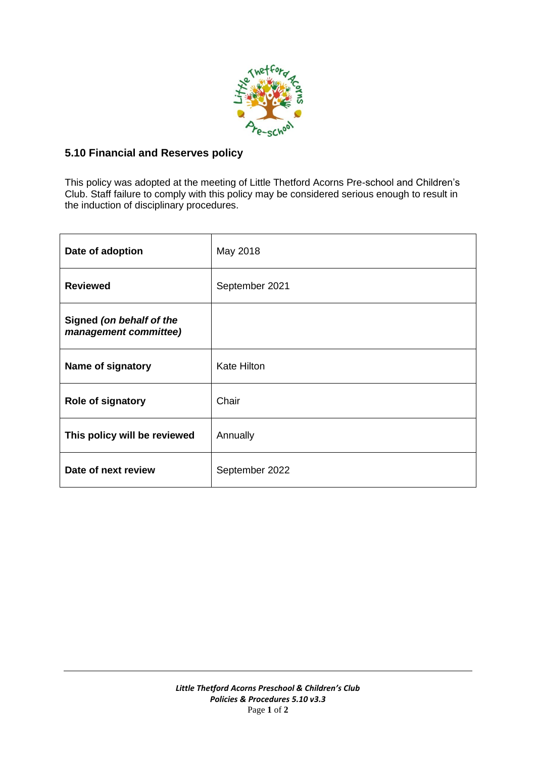## 5.10 Financial and Reserves policy

This policy was adopted at the meeting of Little Thetford Acorns Pre-school and Children's Club. Staff failure to comply with this policy may be considered serious enough to result in the induction of disciplinary procedures.

| | |
|---|---|
| **Date of adoption** | May 2018 |
| **Reviewed** | September 2021 |
| **Signed *(on behalf of the management committee)*** | |
| **Name of signatory** | Kate Hilton |
| **Role of signatory** | Chair |
| **This policy will be reviewed** | Annually |
| **Date of next review** | September 2022 |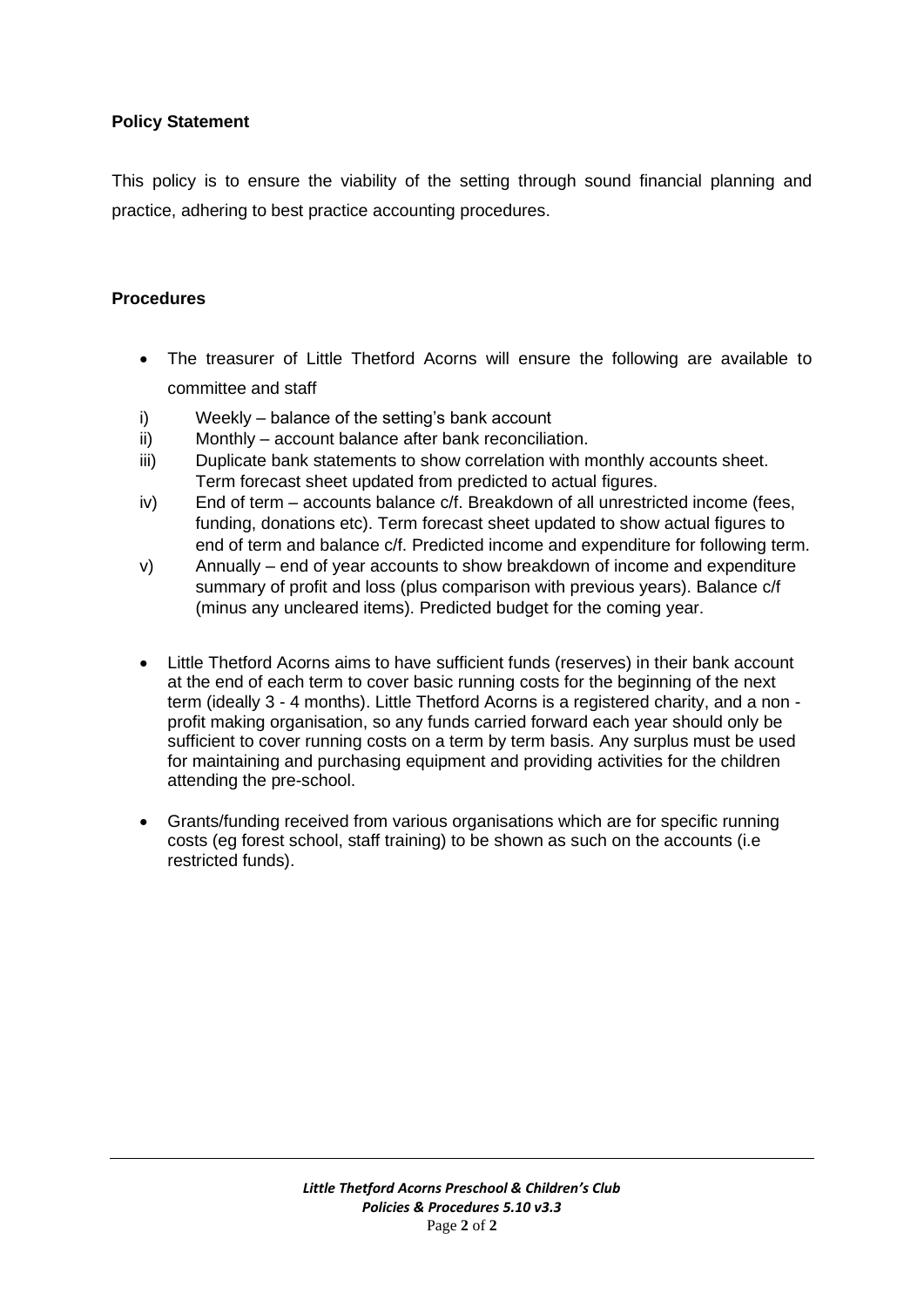**Policy Statement**

This policy is to ensure the viability of the setting through sound financial planning and practice, adhering to best practice accounting procedures.

**Procedures**

- The treasurer of Little Thetford Acorns will ensure the following are available to committee and staff

i) Weekly – balance of the setting's bank account

ii) Monthly – account balance after bank reconciliation.

iii) Duplicate bank statements to show correlation with monthly accounts sheet. Term forecast sheet updated from predicted to actual figures.

iv) End of term – accounts balance c/f. Breakdown of all unrestricted income (fees, funding, donations etc). Term forecast sheet updated to show actual figures to end of term and balance c/f. Predicted income and expenditure for following term.

v) Annually – end of year accounts to show breakdown of income and expenditure summary of profit and loss (plus comparison with previous years). Balance c/f (minus any uncleared items). Predicted budget for the coming year.

- Little Thetford Acorns aims to have sufficient funds (reserves) in their bank account at the end of each term to cover basic running costs for the beginning of the next term (ideally 3 - 4 months). Little Thetford Acorns is a registered charity, and a non - profit making organisation, so any funds carried forward each year should only be sufficient to cover running costs on a term by term basis. Any surplus must be used for maintaining and purchasing equipment and providing activities for the children attending the pre-school.

- Grants/funding received from various organisations which are for specific running costs (eg forest school, staff training) to be shown as such on the accounts (i.e restricted funds).